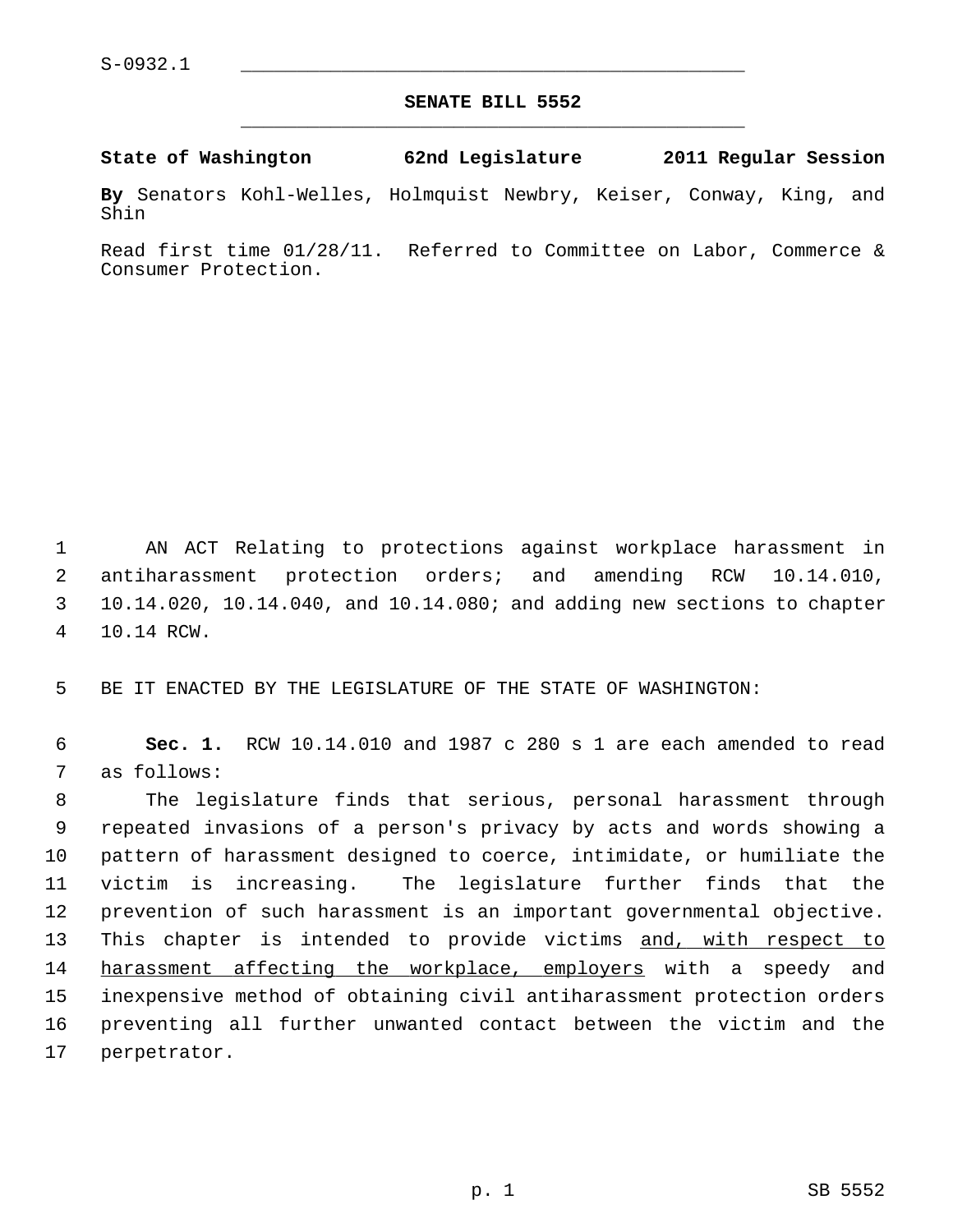S-0932.1

**SENATE BILL 5552**

**State of Washington 62nd Legislature 2011 Regular Session**

**By** Senators Kohl-Welles, Holmquist Newbry, Keiser, Conway, King, and Shin

Read first time 01/28/11. Referred to Committee on Labor, Commerce & Consumer Protection.

AN ACT Relating to protections against workplace harassment in antiharassment protection orders; and amending RCW 10.14.010, 10.14.020, 10.14.040, and 10.14.080; and adding new sections to chapter 10.14 RCW.

BE IT ENACTED BY THE LEGISLATURE OF THE STATE OF WASHINGTON:

**Sec. 1.** RCW 10.14.010 and 1987 c 280 s 1 are each amended to read as follows:

The legislature finds that serious, personal harassment through repeated invasions of a person's privacy by acts and words showing a pattern of harassment designed to coerce, intimidate, or humiliate the victim is increasing. The legislature further finds that the prevention of such harassment is an important governmental objective. This chapter is intended to provide victims <u>and, with respect to harassment affecting the workplace, employers</u> with a speedy and inexpensive method of obtaining civil antiharassment protection orders preventing all further unwanted contact between the victim and the perpetrator.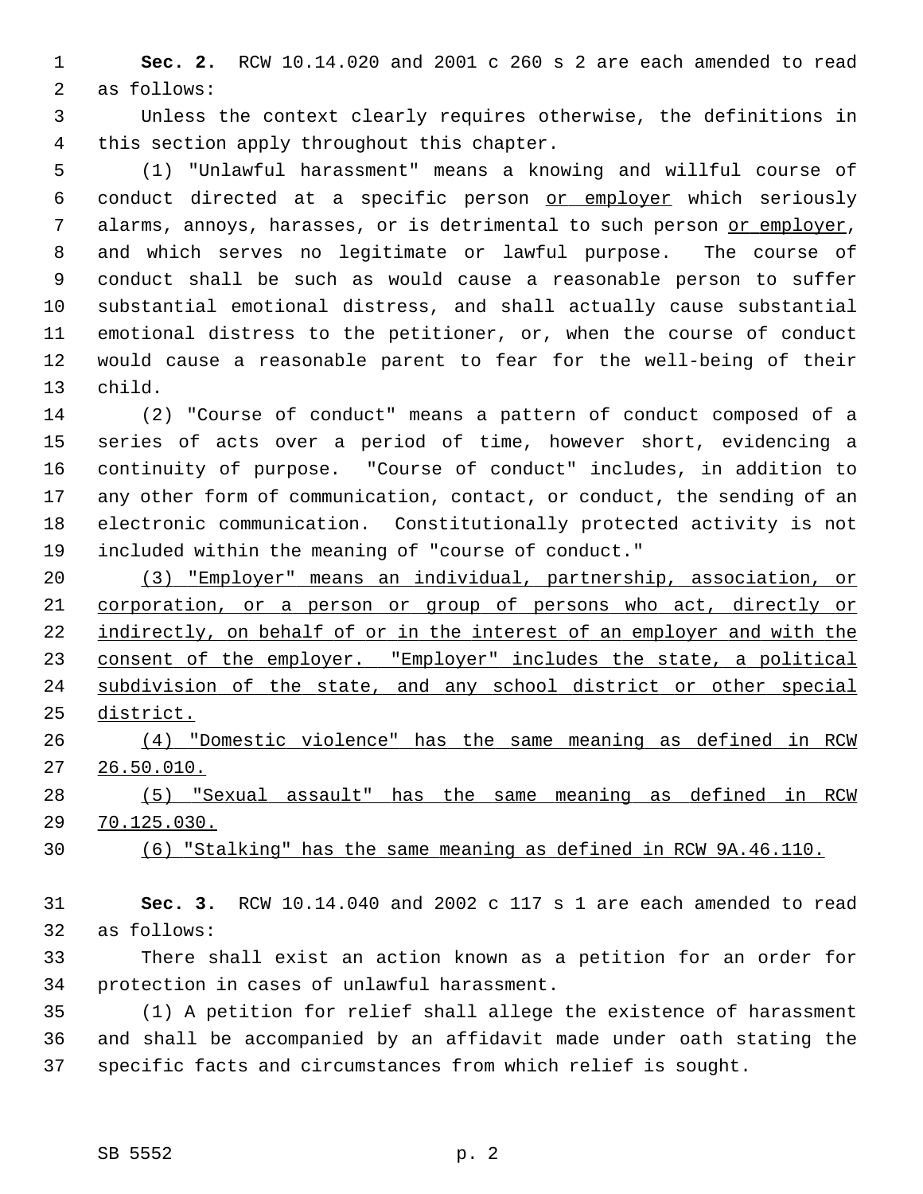**Sec. 2.** RCW 10.14.020 and 2001 c 260 s 2 are each amended to read as follows:

Unless the context clearly requires otherwise, the definitions in this section apply throughout this chapter.

(1) "Unlawful harassment" means a knowing and willful course of conduct directed at a specific person <u>or employer</u> which seriously alarms, annoys, harasses, or is detrimental to such person <u>or employer</u>, and which serves no legitimate or lawful purpose. The course of conduct shall be such as would cause a reasonable person to suffer substantial emotional distress, and shall actually cause substantial emotional distress to the petitioner, or, when the course of conduct would cause a reasonable parent to fear for the well-being of their child.

(2) "Course of conduct" means a pattern of conduct composed of a series of acts over a period of time, however short, evidencing a continuity of purpose. "Course of conduct" includes, in addition to any other form of communication, contact, or conduct, the sending of an electronic communication. Constitutionally protected activity is not included within the meaning of "course of conduct."

<u>(3) "Employer" means an individual, partnership, association, or corporation, or a person or group of persons who act, directly or indirectly, on behalf of or in the interest of an employer and with the consent of the employer. "Employer" includes the state, a political subdivision of the state, and any school district or other special district.</u>

<u>(4) "Domestic violence" has the same meaning as defined in RCW 26.50.010.</u>

<u>(5) "Sexual assault" has the same meaning as defined in RCW 70.125.030.</u>

<u>(6) "Stalking" has the same meaning as defined in RCW 9A.46.110.</u>

**Sec. 3.** RCW 10.14.040 and 2002 c 117 s 1 are each amended to read as follows:

There shall exist an action known as a petition for an order for protection in cases of unlawful harassment.

(1) A petition for relief shall allege the existence of harassment and shall be accompanied by an affidavit made under oath stating the specific facts and circumstances from which relief is sought.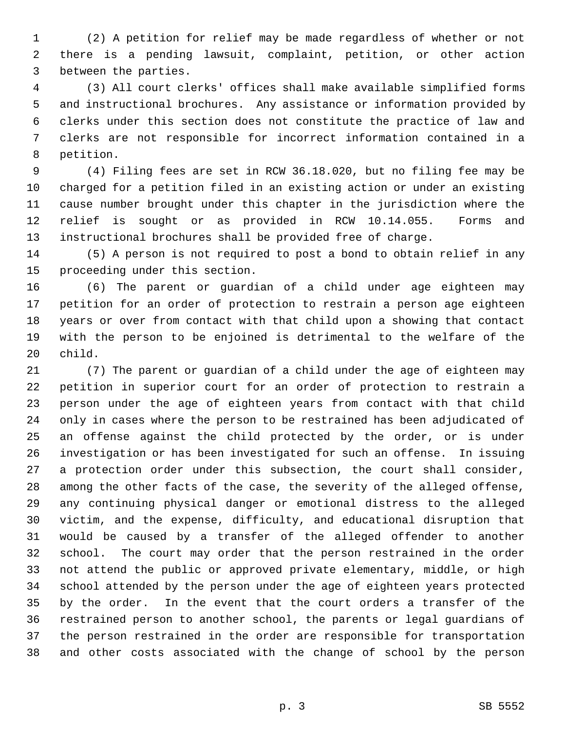(2) A petition for relief may be made regardless of whether or not there is a pending lawsuit, complaint, petition, or other action between the parties.

(3) All court clerks' offices shall make available simplified forms and instructional brochures. Any assistance or information provided by clerks under this section does not constitute the practice of law and clerks are not responsible for incorrect information contained in a petition.

(4) Filing fees are set in RCW 36.18.020, but no filing fee may be charged for a petition filed in an existing action or under an existing cause number brought under this chapter in the jurisdiction where the relief is sought or as provided in RCW 10.14.055. Forms and instructional brochures shall be provided free of charge.

(5) A person is not required to post a bond to obtain relief in any proceeding under this section.

(6) The parent or guardian of a child under age eighteen may petition for an order of protection to restrain a person age eighteen years or over from contact with that child upon a showing that contact with the person to be enjoined is detrimental to the welfare of the child.

(7) The parent or guardian of a child under the age of eighteen may petition in superior court for an order of protection to restrain a person under the age of eighteen years from contact with that child only in cases where the person to be restrained has been adjudicated of an offense against the child protected by the order, or is under investigation or has been investigated for such an offense. In issuing a protection order under this subsection, the court shall consider, among the other facts of the case, the severity of the alleged offense, any continuing physical danger or emotional distress to the alleged victim, and the expense, difficulty, and educational disruption that would be caused by a transfer of the alleged offender to another school. The court may order that the person restrained in the order not attend the public or approved private elementary, middle, or high school attended by the person under the age of eighteen years protected by the order. In the event that the court orders a transfer of the restrained person to another school, the parents or legal guardians of the person restrained in the order are responsible for transportation and other costs associated with the change of school by the person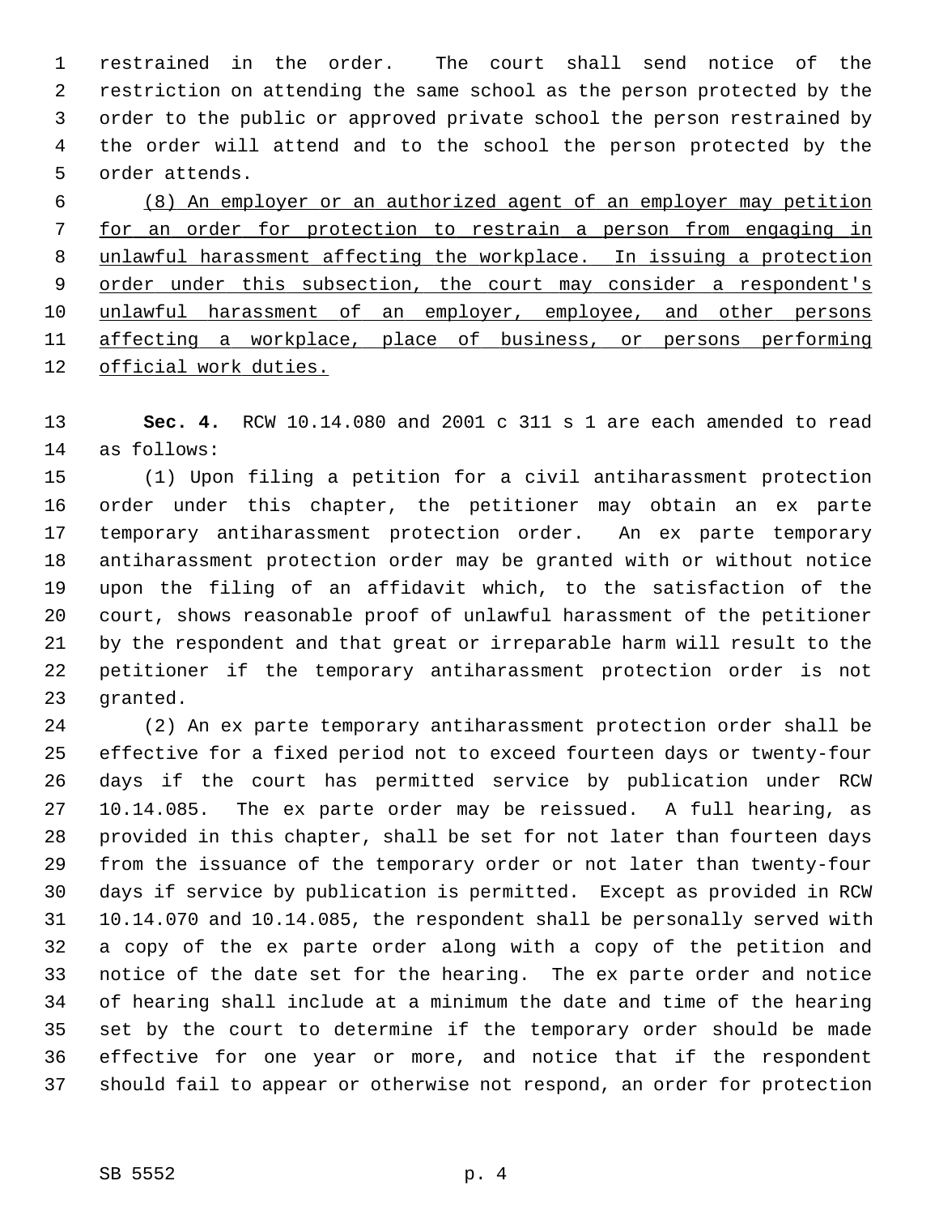restrained in the order. The court shall send notice of the restriction on attending the same school as the person protected by the order to the public or approved private school the person restrained by the order will attend and to the school the person protected by the order attends.

<u>(8) An employer or an authorized agent of an employer may petition for an order for protection to restrain a person from engaging in unlawful harassment affecting the workplace. In issuing a protection order under this subsection, the court may consider a respondent's unlawful harassment of an employer, employee, and other persons affecting a workplace, place of business, or persons performing official work duties.</u>

**Sec. 4.** RCW 10.14.080 and 2001 c 311 s 1 are each amended to read as follows:

(1) Upon filing a petition for a civil antiharassment protection order under this chapter, the petitioner may obtain an ex parte temporary antiharassment protection order. An ex parte temporary antiharassment protection order may be granted with or without notice upon the filing of an affidavit which, to the satisfaction of the court, shows reasonable proof of unlawful harassment of the petitioner by the respondent and that great or irreparable harm will result to the petitioner if the temporary antiharassment protection order is not granted.

(2) An ex parte temporary antiharassment protection order shall be effective for a fixed period not to exceed fourteen days or twenty-four days if the court has permitted service by publication under RCW 10.14.085. The ex parte order may be reissued. A full hearing, as provided in this chapter, shall be set for not later than fourteen days from the issuance of the temporary order or not later than twenty-four days if service by publication is permitted. Except as provided in RCW 10.14.070 and 10.14.085, the respondent shall be personally served with a copy of the ex parte order along with a copy of the petition and notice of the date set for the hearing. The ex parte order and notice of hearing shall include at a minimum the date and time of the hearing set by the court to determine if the temporary order should be made effective for one year or more, and notice that if the respondent should fail to appear or otherwise not respond, an order for protection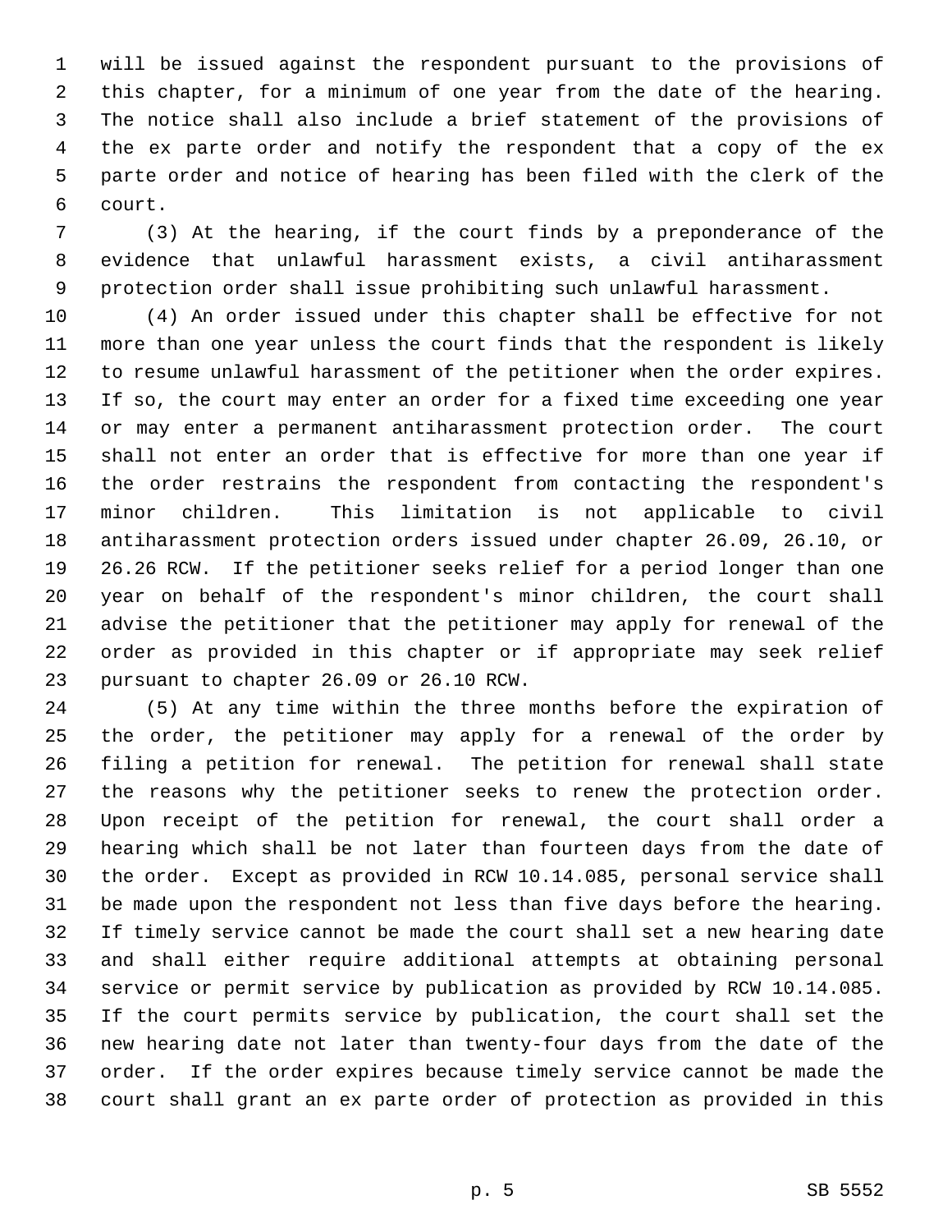will be issued against the respondent pursuant to the provisions of this chapter, for a minimum of one year from the date of the hearing. The notice shall also include a brief statement of the provisions of the ex parte order and notify the respondent that a copy of the ex parte order and notice of hearing has been filed with the clerk of the court.

(3) At the hearing, if the court finds by a preponderance of the evidence that unlawful harassment exists, a civil antiharassment protection order shall issue prohibiting such unlawful harassment.

(4) An order issued under this chapter shall be effective for not more than one year unless the court finds that the respondent is likely to resume unlawful harassment of the petitioner when the order expires. If so, the court may enter an order for a fixed time exceeding one year or may enter a permanent antiharassment protection order. The court shall not enter an order that is effective for more than one year if the order restrains the respondent from contacting the respondent's minor children. This limitation is not applicable to civil antiharassment protection orders issued under chapter 26.09, 26.10, or 26.26 RCW. If the petitioner seeks relief for a period longer than one year on behalf of the respondent's minor children, the court shall advise the petitioner that the petitioner may apply for renewal of the order as provided in this chapter or if appropriate may seek relief pursuant to chapter 26.09 or 26.10 RCW.

(5) At any time within the three months before the expiration of the order, the petitioner may apply for a renewal of the order by filing a petition for renewal. The petition for renewal shall state the reasons why the petitioner seeks to renew the protection order. Upon receipt of the petition for renewal, the court shall order a hearing which shall be not later than fourteen days from the date of the order. Except as provided in RCW 10.14.085, personal service shall be made upon the respondent not less than five days before the hearing. If timely service cannot be made the court shall set a new hearing date and shall either require additional attempts at obtaining personal service or permit service by publication as provided by RCW 10.14.085. If the court permits service by publication, the court shall set the new hearing date not later than twenty-four days from the date of the order. If the order expires because timely service cannot be made the court shall grant an ex parte order of protection as provided in this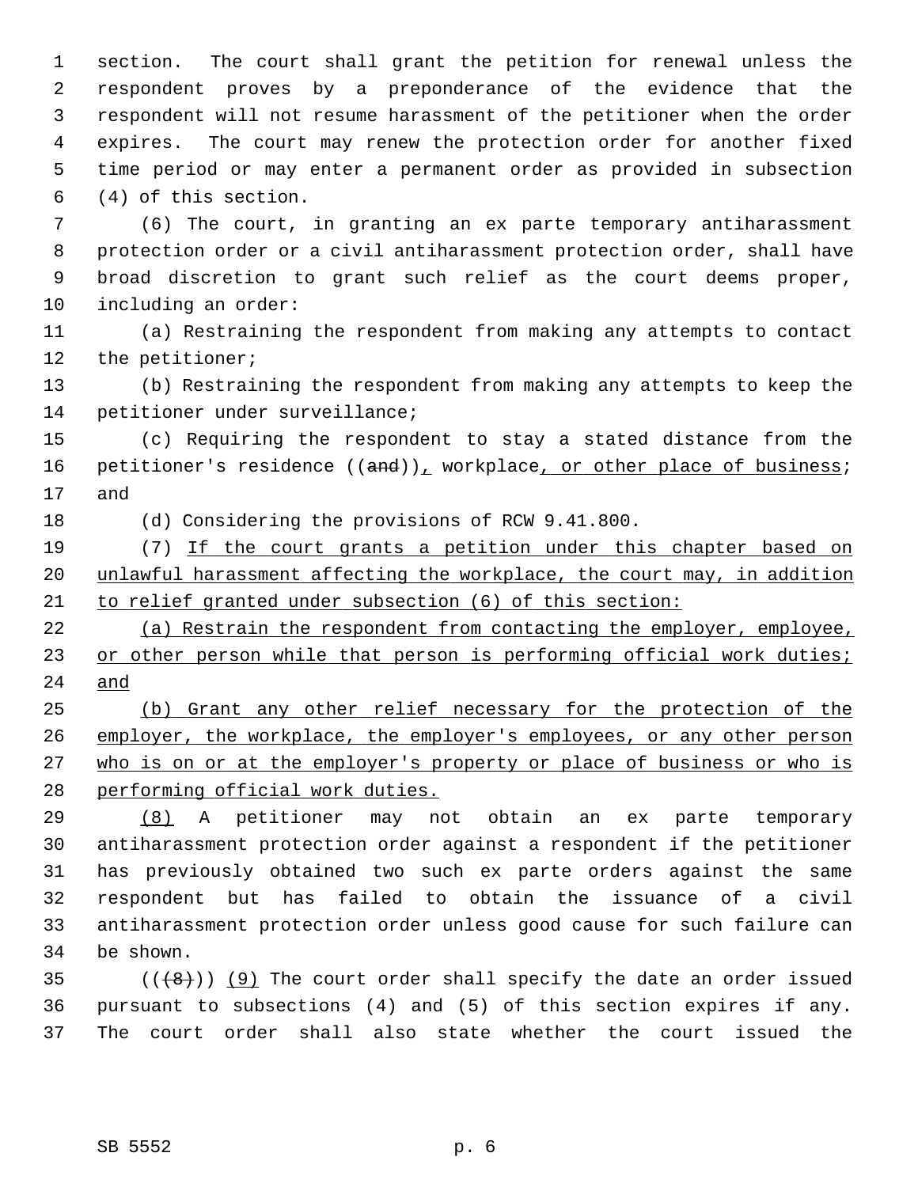section. The court shall grant the petition for renewal unless the respondent proves by a preponderance of the evidence that the respondent will not resume harassment of the petitioner when the order expires. The court may renew the protection order for another fixed time period or may enter a permanent order as provided in subsection (4) of this section.

(6) The court, in granting an ex parte temporary antiharassment protection order or a civil antiharassment protection order, shall have broad discretion to grant such relief as the court deems proper, including an order:

(a) Restraining the respondent from making any attempts to contact the petitioner;

(b) Restraining the respondent from making any attempts to keep the petitioner under surveillance;

(c) Requiring the respondent to stay a stated distance from the petitioner's residence ((~~and~~))<u>,</u> workplace<u>, or other place of business</u>; and

(d) Considering the provisions of RCW 9.41.800.

(7) <u>If the court grants a petition under this chapter based on unlawful harassment affecting the workplace, the court may, in addition to relief granted under subsection (6) of this section:</u>

<u>(a) Restrain the respondent from contacting the employer, employee, or other person while that person is performing official work duties; and</u>

<u>(b) Grant any other relief necessary for the protection of the employer, the workplace, the employer's employees, or any other person who is on or at the employer's property or place of business or who is performing official work duties.</u>

<u>(8)</u> A petitioner may not obtain an ex parte temporary antiharassment protection order against a respondent if the petitioner has previously obtained two such ex parte orders against the same respondent but has failed to obtain the issuance of a civil antiharassment protection order unless good cause for such failure can be shown.

((~~(8)~~)) <u>(9)</u> The court order shall specify the date an order issued pursuant to subsections (4) and (5) of this section expires if any. The court order shall also state whether the court issued the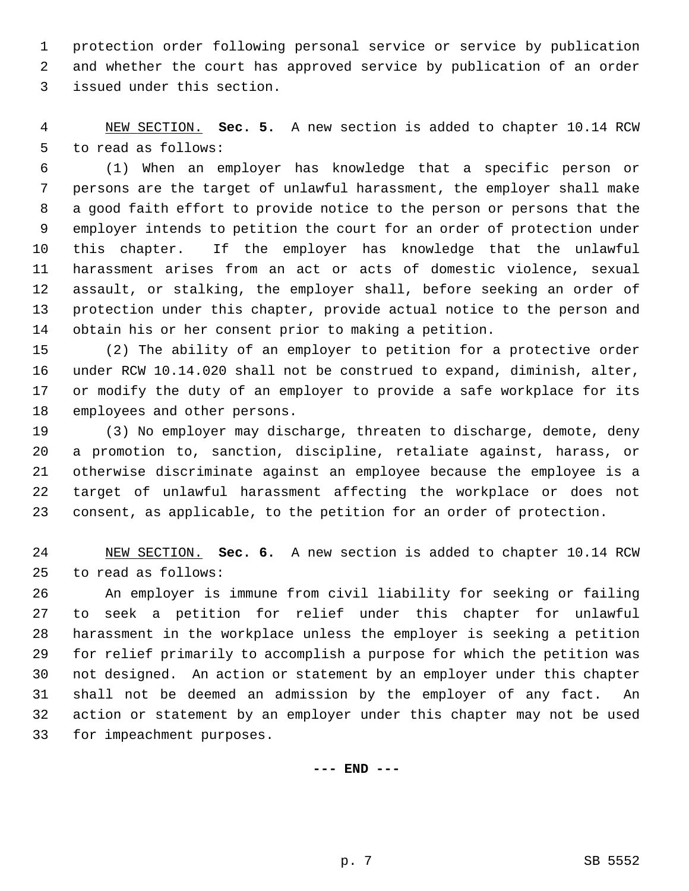protection order following personal service or service by publication and whether the court has approved service by publication of an order issued under this section.

NEW SECTION. **Sec. 5.** A new section is added to chapter 10.14 RCW to read as follows:

(1) When an employer has knowledge that a specific person or persons are the target of unlawful harassment, the employer shall make a good faith effort to provide notice to the person or persons that the employer intends to petition the court for an order of protection under this chapter. If the employer has knowledge that the unlawful harassment arises from an act or acts of domestic violence, sexual assault, or stalking, the employer shall, before seeking an order of protection under this chapter, provide actual notice to the person and obtain his or her consent prior to making a petition.

(2) The ability of an employer to petition for a protective order under RCW 10.14.020 shall not be construed to expand, diminish, alter, or modify the duty of an employer to provide a safe workplace for its employees and other persons.

(3) No employer may discharge, threaten to discharge, demote, deny a promotion to, sanction, discipline, retaliate against, harass, or otherwise discriminate against an employee because the employee is a target of unlawful harassment affecting the workplace or does not consent, as applicable, to the petition for an order of protection.

NEW SECTION. **Sec. 6.** A new section is added to chapter 10.14 RCW to read as follows:

An employer is immune from civil liability for seeking or failing to seek a petition for relief under this chapter for unlawful harassment in the workplace unless the employer is seeking a petition for relief primarily to accomplish a purpose for which the petition was not designed. An action or statement by an employer under this chapter shall not be deemed an admission by the employer of any fact. An action or statement by an employer under this chapter may not be used for impeachment purposes.

**--- END ---**